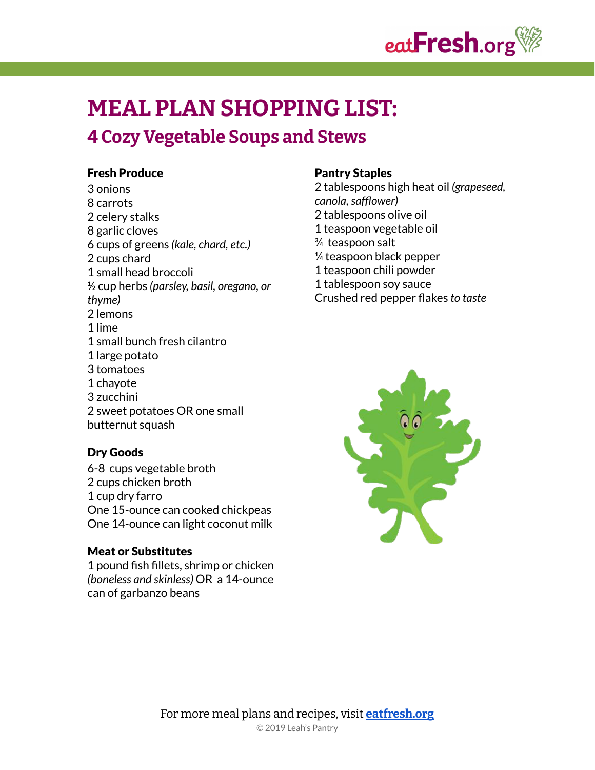# MEAL PLAN SHOPPING LIST:

## 4 Cozy Vegetable Soups and Stews

**Fresh Produce**

3 onions
8 carrots
2 celery stalks
8 garlic cloves
6 cups of greens *(kale, chard, etc.)*
2 cups chard
1 small head broccoli
½ cup herbs *(parsley, basil, oregano, or thyme)*
2 lemons
1 lime
1 small bunch fresh cilantro
1 large potato
3 tomatoes
1 chayote
3 zucchini
2 sweet potatoes OR one small butternut squash

**Dry Goods**

6-8 cups vegetable broth
2 cups chicken broth
1 cup dry farro
One 15-ounce can cooked chickpeas
One 14-ounce can light coconut milk

**Meat or Substitutes**

1 pound fish fillets, shrimp or chicken *(boneless and skinless)* OR a 14-ounce can of garbanzo beans

**Pantry Staples**

2 tablespoons high heat oil *(grapeseed, canola, safflower)*
2 tablespoons olive oil
1 teaspoon vegetable oil
¾ teaspoon salt
¼ teaspoon black pepper
1 teaspoon chili powder
1 tablespoon soy sauce
Crushed red pepper flakes *to taste*

For more meal plans and recipes, visit **eatfresh.org**

© 2019 Leah's Pantry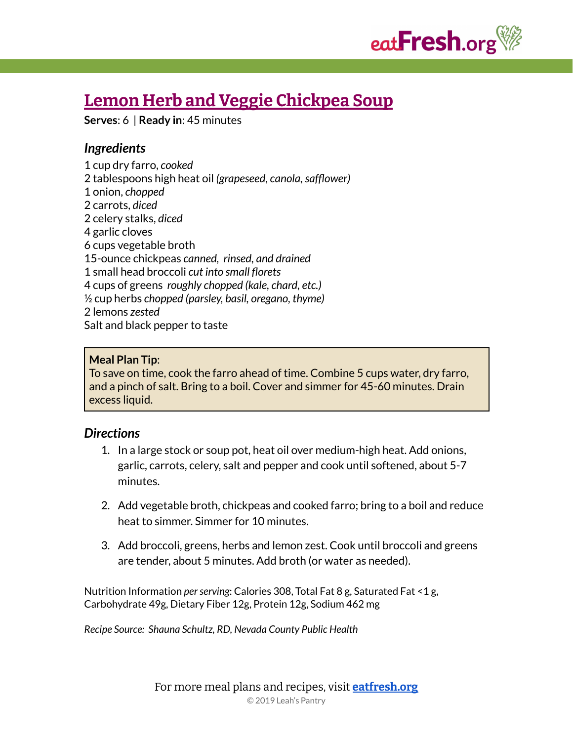# Lemon Herb and Veggie Chickpea Soup

**Serves**: 6 | **Ready in**: 45 minutes

## *Ingredients*

1 cup dry farro, *cooked*
2 tablespoons high heat oil *(grapeseed, canola, safflower)*
1 onion, *chopped*
2 carrots, *diced*
2 celery stalks, *diced*
4 garlic cloves
6 cups vegetable broth
15-ounce chickpeas *canned, rinsed, and drained*
1 small head broccoli *cut into small florets*
4 cups of greens *roughly chopped (kale, chard, etc.)*
½ cup herbs *chopped (parsley, basil, oregano, thyme)*
2 lemons *zested*
Salt and black pepper to taste

> **Meal Plan Tip**:
> To save on time, cook the farro ahead of time. Combine 5 cups water, dry farro, and a pinch of salt. Bring to a boil. Cover and simmer for 45-60 minutes. Drain excess liquid.

## *Directions*

1. In a large stock or soup pot, heat oil over medium-high heat. Add onions, garlic, carrots, celery, salt and pepper and cook until softened, about 5-7 minutes.
2. Add vegetable broth, chickpeas and cooked farro; bring to a boil and reduce heat to simmer. Simmer for 10 minutes.
3. Add broccoli, greens, herbs and lemon zest. Cook until broccoli and greens are tender, about 5 minutes. Add broth (or water as needed).

Nutrition Information *per serving*: Calories 308, Total Fat 8 g, Saturated Fat <1 g, Carbohydrate 49g, Dietary Fiber 12g, Protein 12g, Sodium 462 mg

*Recipe Source: Shauna Schultz, RD, Nevada County Public Health*

For more meal plans and recipes, visit **eatfresh.org**

© 2019 Leah's Pantry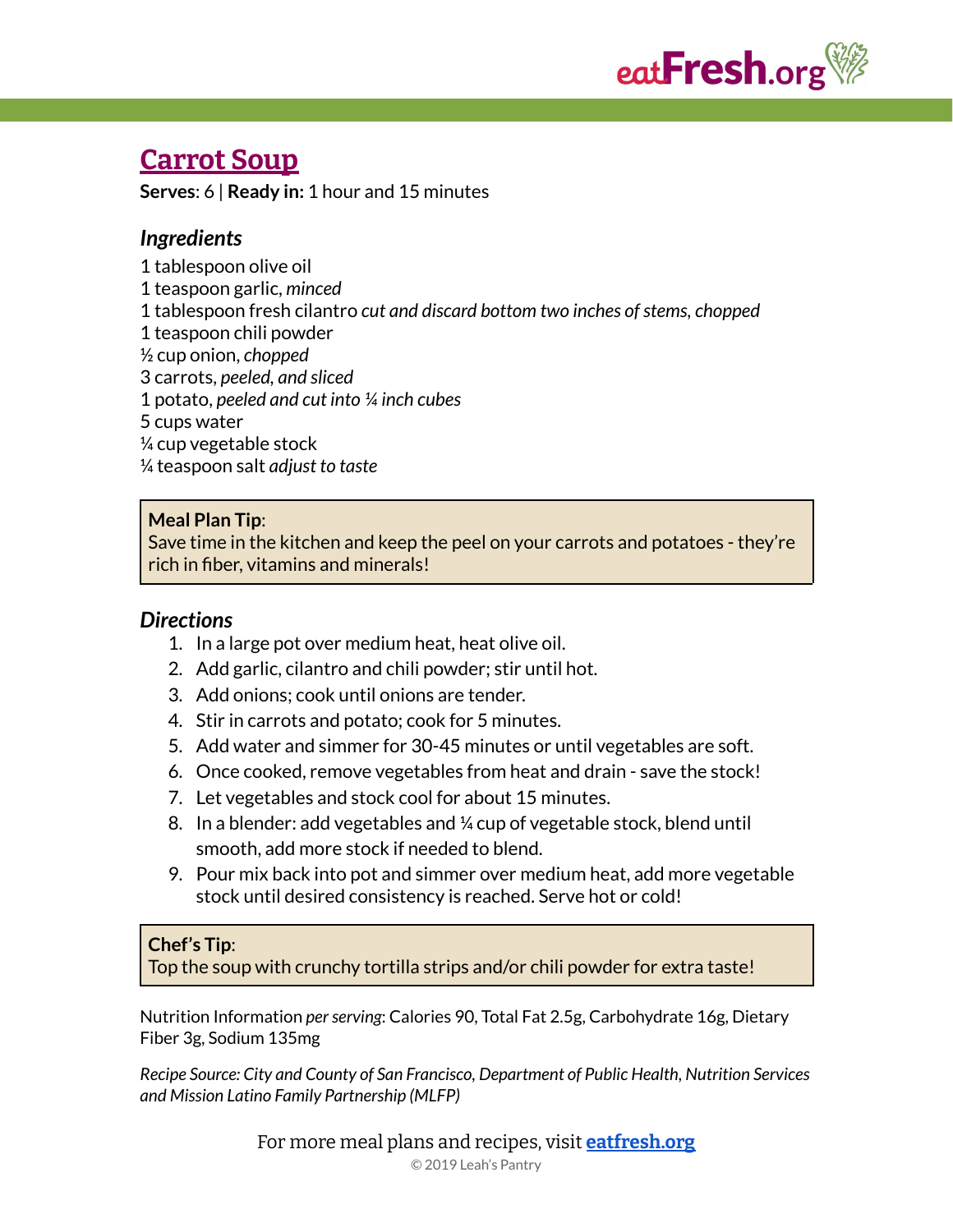# Carrot Soup

**Serves**: 6 | **Ready in:** 1 hour and 15 minutes

### *Ingredients*

1 tablespoon olive oil
1 teaspoon garlic, *minced*
1 tablespoon fresh cilantro *cut and discard bottom two inches of stems, chopped*
1 teaspoon chili powder
½ cup onion, *chopped*
3 carrots, *peeled, and sliced*
1 potato, *peeled and cut into ¼ inch cubes*
5 cups water
¼ cup vegetable stock
¼ teaspoon salt *adjust to taste*

> **Meal Plan Tip**:
> Save time in the kitchen and keep the peel on your carrots and potatoes - they're rich in fiber, vitamins and minerals!

### *Directions*

1. In a large pot over medium heat, heat olive oil.
2. Add garlic, cilantro and chili powder; stir until hot.
3. Add onions; cook until onions are tender.
4. Stir in carrots and potato; cook for 5 minutes.
5. Add water and simmer for 30-45 minutes or until vegetables are soft.
6. Once cooked, remove vegetables from heat and drain - save the stock!
7. Let vegetables and stock cool for about 15 minutes.
8. In a blender: add vegetables and ¼ cup of vegetable stock, blend until smooth, add more stock if needed to blend.
9. Pour mix back into pot and simmer over medium heat, add more vegetable stock until desired consistency is reached. Serve hot or cold!

> **Chef's Tip**:
> Top the soup with crunchy tortilla strips and/or chili powder for extra taste!

Nutrition Information *per serving*: Calories 90, Total Fat 2.5g, Carbohydrate 16g, Dietary Fiber 3g, Sodium 135mg

*Recipe Source: City and County of San Francisco, Department of Public Health, Nutrition Services and Mission Latino Family Partnership (MLFP)*

For more meal plans and recipes, visit **eatfresh.org**

© 2019 Leah's Pantry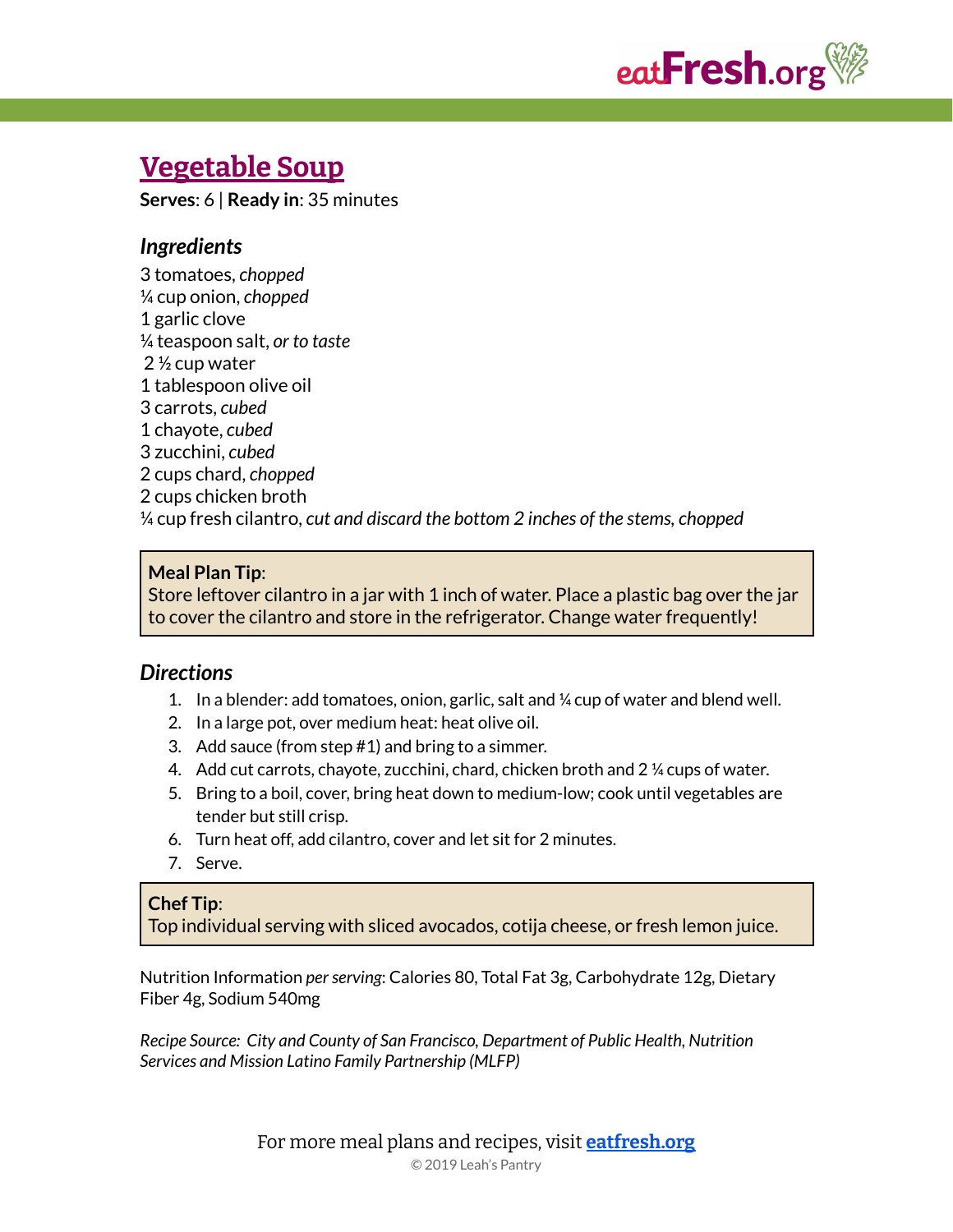# Vegetable Soup

**Serves**: 6 | **Ready in**: 35 minutes

## *Ingredients*

3 tomatoes, *chopped*
¼ cup onion, *chopped*
1 garlic clove
¼ teaspoon salt, *or to taste*
2 ½ cup water
1 tablespoon olive oil
3 carrots, *cubed*
1 chayote, *cubed*
3 zucchini, *cubed*
2 cups chard, *chopped*
2 cups chicken broth
¼ cup fresh cilantro, *cut and discard the bottom 2 inches of the stems, chopped*

> **Meal Plan Tip**:
> Store leftover cilantro in a jar with 1 inch of water. Place a plastic bag over the jar to cover the cilantro and store in the refrigerator. Change water frequently!

## *Directions*

1. In a blender: add tomatoes, onion, garlic, salt and ¼ cup of water and blend well.
2. In a large pot, over medium heat: heat olive oil.
3. Add sauce (from step #1) and bring to a simmer.
4. Add cut carrots, chayote, zucchini, chard, chicken broth and 2 ¼ cups of water.
5. Bring to a boil, cover, bring heat down to medium-low; cook until vegetables are tender but still crisp.
6. Turn heat off, add cilantro, cover and let sit for 2 minutes.
7. Serve.

> **Chef Tip**:
> Top individual serving with sliced avocados, cotija cheese, or fresh lemon juice.

Nutrition Information *per serving*: Calories 80, Total Fat 3g, Carbohydrate 12g, Dietary Fiber 4g, Sodium 540mg

*Recipe Source: City and County of San Francisco, Department of Public Health, Nutrition Services and Mission Latino Family Partnership (MLFP)*

For more meal plans and recipes, visit **eatfresh.org**

© 2019 Leah's Pantry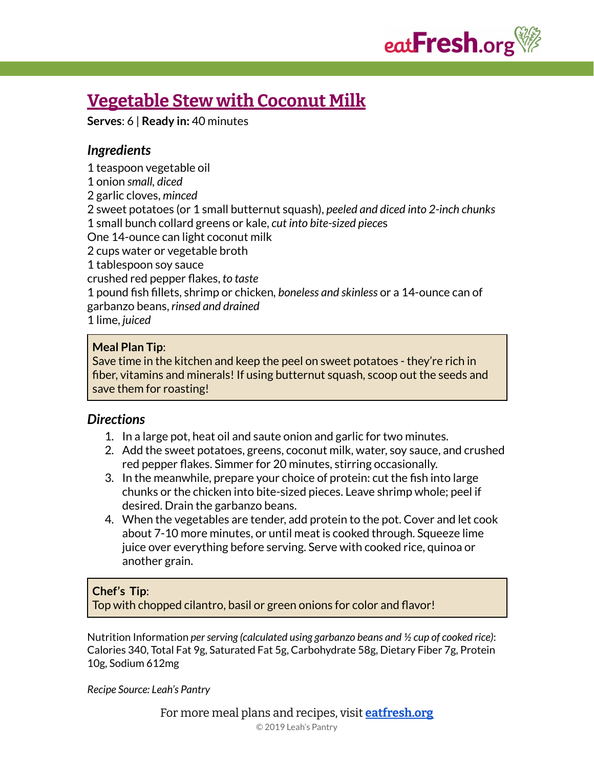# Vegetable Stew with Coconut Milk

**Serves**: 6 | **Ready in:** 40 minutes

## *Ingredients*

1 teaspoon vegetable oil
1 onion *small, diced*
2 garlic cloves, *minced*
2 sweet potatoes (or 1 small butternut squash), *peeled and diced into 2-inch chunks*
1 small bunch collard greens or kale, *cut into bite-sized pieces*
One 14-ounce can light coconut milk
2 cups water or vegetable broth
1 tablespoon soy sauce
crushed red pepper flakes, *to taste*
1 pound fish fillets, shrimp or chicken, *boneless and skinless* or a 14-ounce can of garbanzo beans, *rinsed and drained*
1 lime, *juiced*

**Meal Plan Tip**:
Save time in the kitchen and keep the peel on sweet potatoes - they're rich in fiber, vitamins and minerals! If using butternut squash, scoop out the seeds and save them for roasting!

## *Directions*

1. In a large pot, heat oil and saute onion and garlic for two minutes.
2. Add the sweet potatoes, greens, coconut milk, water, soy sauce, and crushed red pepper flakes. Simmer for 20 minutes, stirring occasionally.
3. In the meanwhile, prepare your choice of protein: cut the fish into large chunks or the chicken into bite-sized pieces. Leave shrimp whole; peel if desired. Drain the garbanzo beans.
4. When the vegetables are tender, add protein to the pot. Cover and let cook about 7-10 more minutes, or until meat is cooked through. Squeeze lime juice over everything before serving. Serve with cooked rice, quinoa or another grain.

**Chef's Tip**:
Top with chopped cilantro, basil or green onions for color and flavor!

Nutrition Information *per serving (calculated using garbanzo beans and ½ cup of cooked rice)*: Calories 340, Total Fat 9g, Saturated Fat 5g, Carbohydrate 58g, Dietary Fiber 7g, Protein 10g, Sodium 612mg

*Recipe Source: Leah's Pantry*

For more meal plans and recipes, visit **eatfresh.org**

© 2019 Leah's Pantry